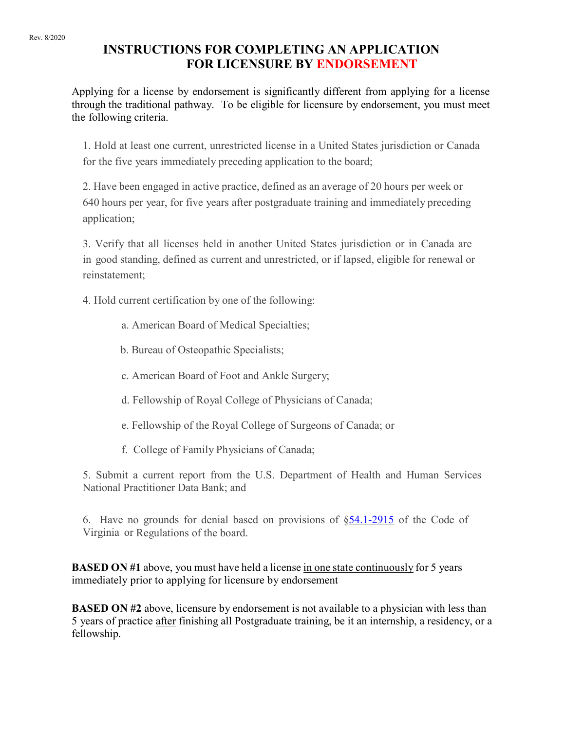# INSTRUCTIONS FOR COMPLETING AN APPLICATION FOR LICENSURE BY ENDORSEMENT

Applying for a license by endorsement is significantly different from applying for a license through the traditional pathway. To be eligible for licensure by endorsement, you must meet the following criteria.

1. Hold at least one current, unrestricted license in a United States jurisdiction or Canada for the five years immediately preceding application to the board;

2. Have been engaged in active practice, defined as an average of 20 hours per week or 640 hours per year, for five years after postgraduate training and immediately preceding application;

3. Verify that all licenses held in another United States jurisdiction or in Canada are in good standing, defined as current and unrestricted, or if lapsed, eligible for renewal or reinstatement;

4. Hold current certification by one of the following:

   a. American Board of Medical Specialties;

   b. Bureau of Osteopathic Specialists;

   c. American Board of Foot and Ankle Surgery;

   d. Fellowship of Royal College of Physicians of Canada;

   e. Fellowship of the Royal College of Surgeons of Canada; or

   f. College of Family Physicians of Canada;

5. Submit a current report from the U.S. Department of Health and Human Services National Practitioner Data Bank; and

6. Have no grounds for denial based on provisions of §54.1-2915 of the Code of Virginia or Regulations of the board.

**BASED ON #1** above, you must have held a license <u>in one state continuously</u> for 5 years immediately prior to applying for licensure by endorsement

**BASED ON #2** above, licensure by endorsement is not available to a physician with less than 5 years of practice <u>after</u> finishing all Postgraduate training, be it an internship, a residency, or a fellowship.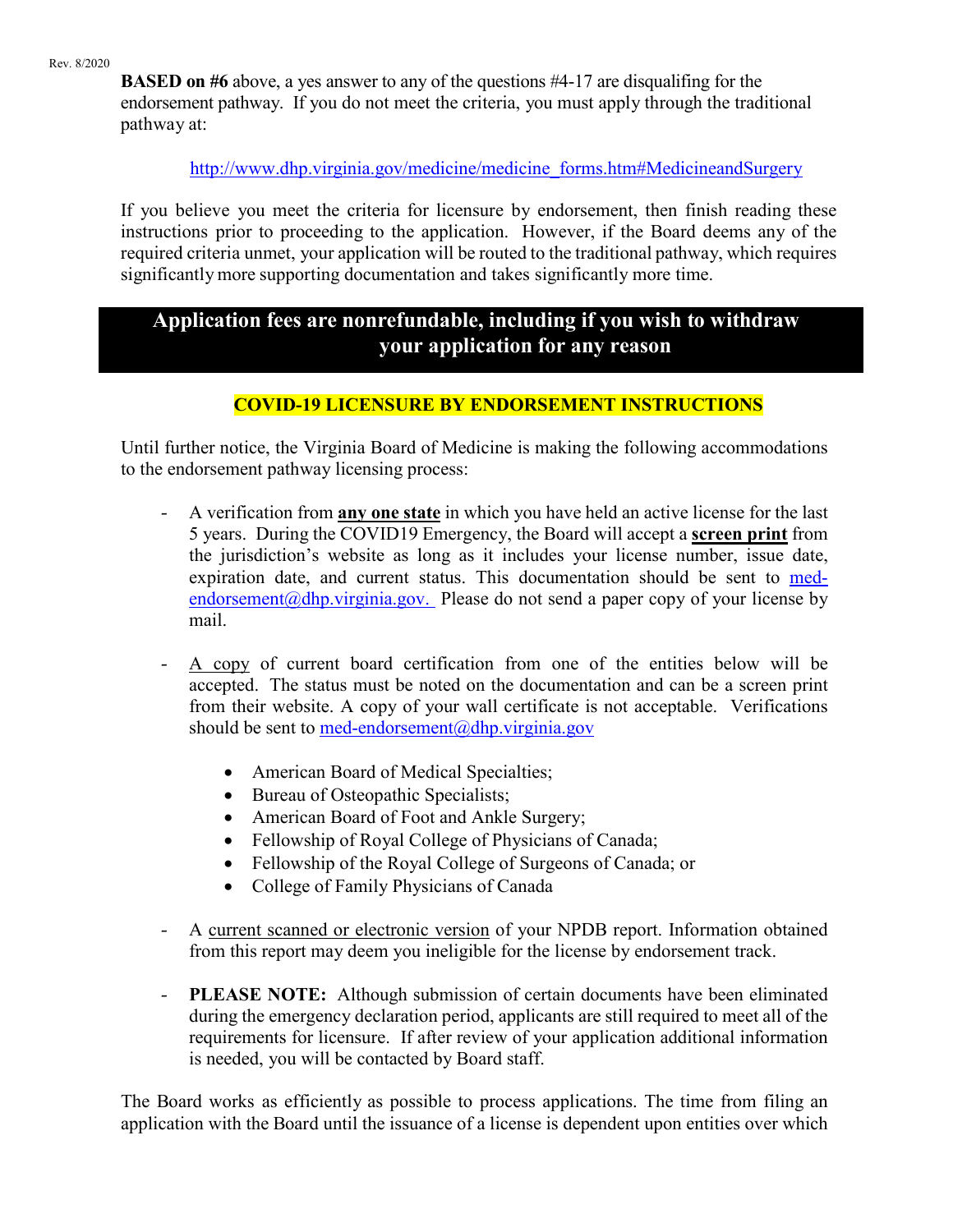**BASED on #6** above, a yes answer to any of the questions #4-17 are disqualifing for the endorsement pathway. If you do not meet the criteria, you must apply through the traditional pathway at:

http://www.dhp.virginia.gov/medicine/medicine_forms.htm#MedicineandSurgery

If you believe you meet the criteria for licensure by endorsement, then finish reading these instructions prior to proceeding to the application. However, if the Board deems any of the required criteria unmet, your application will be routed to the traditional pathway, which requires significantly more supporting documentation and takes significantly more time.

## Application fees are nonrefundable, including if you wish to withdraw your application for any reason

### COVID-19 LICENSURE BY ENDORSEMENT INSTRUCTIONS

Until further notice, the Virginia Board of Medicine is making the following accommodations to the endorsement pathway licensing process:

- A verification from **any one state** in which you have held an active license for the last 5 years. During the COVID19 Emergency, the Board will accept a **screen print** from the jurisdiction's website as long as it includes your license number, issue date, expiration date, and current status. This documentation should be sent to med-endorsement@dhp.virginia.gov. Please do not send a paper copy of your license by mail.

- A copy of current board certification from one of the entities below will be accepted. The status must be noted on the documentation and can be a screen print from their website. A copy of your wall certificate is not acceptable. Verifications should be sent to med-endorsement@dhp.virginia.gov

  - American Board of Medical Specialties;
  - Bureau of Osteopathic Specialists;
  - American Board of Foot and Ankle Surgery;
  - Fellowship of Royal College of Physicians of Canada;
  - Fellowship of the Royal College of Surgeons of Canada; or
  - College of Family Physicians of Canada

- A current scanned or electronic version of your NPDB report. Information obtained from this report may deem you ineligible for the license by endorsement track.

- **PLEASE NOTE:** Although submission of certain documents have been eliminated during the emergency declaration period, applicants are still required to meet all of the requirements for licensure. If after review of your application additional information is needed, you will be contacted by Board staff.

The Board works as efficiently as possible to process applications. The time from filing an application with the Board until the issuance of a license is dependent upon entities over which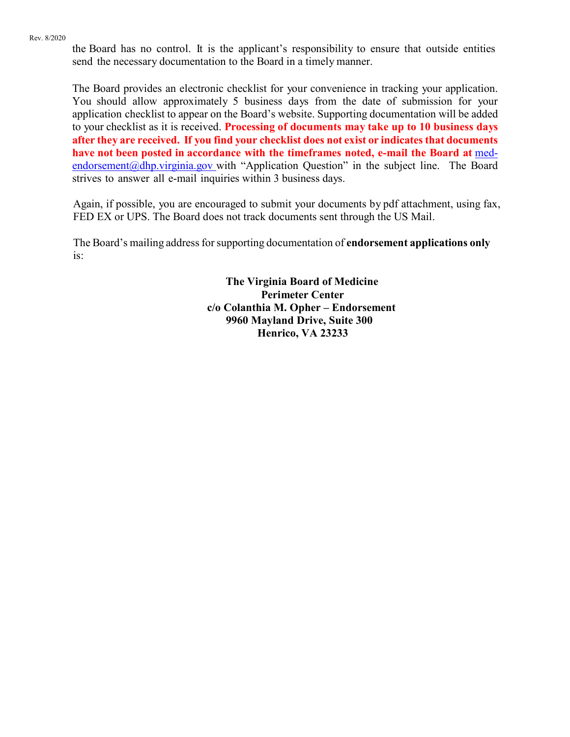the Board has no control. It is the applicant's responsibility to ensure that outside entities send the necessary documentation to the Board in a timely manner.

The Board provides an electronic checklist for your convenience in tracking your application. You should allow approximately 5 business days from the date of submission for your application checklist to appear on the Board's website. Supporting documentation will be added to your checklist as it is received. **Processing of documents may take up to 10 business days after they are received. If you find your checklist does not exist or indicates that documents have not been posted in accordance with the timeframes noted, e-mail the Board at** med-endorsement@dhp.virginia.gov with "Application Question" in the subject line. The Board strives to answer all e-mail inquiries within 3 business days.

Again, if possible, you are encouraged to submit your documents by pdf attachment, using fax, FED EX or UPS. The Board does not track documents sent through the US Mail.

The Board's mailing address for supporting documentation of **endorsement applications only** is:

**The Virginia Board of Medicine**
**Perimeter Center**
**c/o Colanthia M. Opher – Endorsement**
**9960 Mayland Drive, Suite 300**
**Henrico, VA 23233**